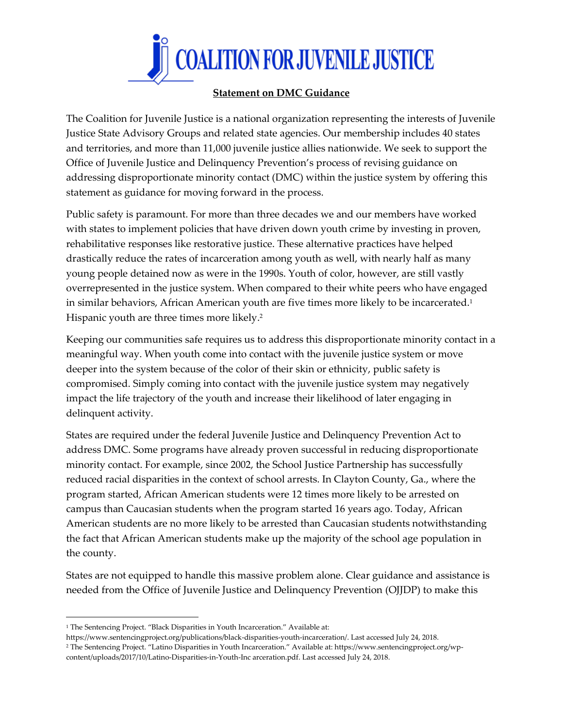# COALITION FOR JUVENILE JUSTICE

**Statement on DMC Guidance**

The Coalition for Juvenile Justice is a national organization representing the interests of Juvenile Justice State Advisory Groups and related state agencies. Our membership includes 40 states and territories, and more than 11,000 juvenile justice allies nationwide. We seek to support the Office of Juvenile Justice and Delinquency Prevention's process of revising guidance on addressing disproportionate minority contact (DMC) within the justice system by offering this statement as guidance for moving forward in the process.

Public safety is paramount. For more than three decades we and our members have worked with states to implement policies that have driven down youth crime by investing in proven, rehabilitative responses like restorative justice. These alternative practices have helped drastically reduce the rates of incarceration among youth as well, with nearly half as many young people detained now as were in the 1990s. Youth of color, however, are still vastly overrepresented in the justice system. When compared to their white peers who have engaged in similar behaviors, African American youth are five times more likely to be incarcerated.[1] Hispanic youth are three times more likely.[2]

Keeping our communities safe requires us to address this disproportionate minority contact in a meaningful way. When youth come into contact with the juvenile justice system or move deeper into the system because of the color of their skin or ethnicity, public safety is compromised. Simply coming into contact with the juvenile justice system may negatively impact the life trajectory of the youth and increase their likelihood of later engaging in delinquent activity.

States are required under the federal Juvenile Justice and Delinquency Prevention Act to address DMC. Some programs have already proven successful in reducing disproportionate minority contact. For example, since 2002, the School Justice Partnership has successfully reduced racial disparities in the context of school arrests. In Clayton County, Ga., where the program started, African American students were 12 times more likely to be arrested on campus than Caucasian students when the program started 16 years ago. Today, African American students are no more likely to be arrested than Caucasian students notwithstanding the fact that African American students make up the majority of the school age population in the county.

States are not equipped to handle this massive problem alone. Clear guidance and assistance is needed from the Office of Juvenile Justice and Delinquency Prevention (OJJDP) to make this

---

[1] The Sentencing Project. "Black Disparities in Youth Incarceration." Available at: https://www.sentencingproject.org/publications/black-disparities-youth-incarceration/. Last accessed July 24, 2018.

[2] The Sentencing Project. "Latino Disparities in Youth Incarceration." Available at: https://www.sentencingproject.org/wp-content/uploads/2017/10/Latino-Disparities-in-Youth-Inc arceration.pdf. Last accessed July 24, 2018.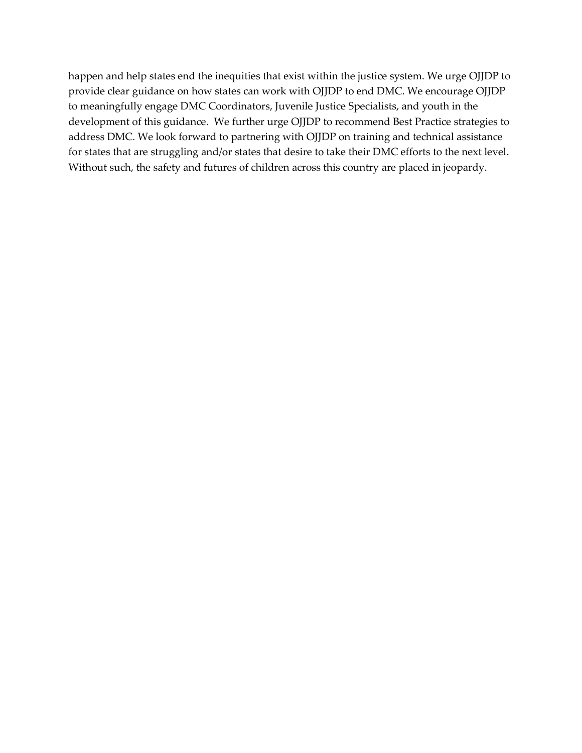happen and help states end the inequities that exist within the justice system. We urge OJJDP to provide clear guidance on how states can work with OJJDP to end DMC. We encourage OJJDP to meaningfully engage DMC Coordinators, Juvenile Justice Specialists, and youth in the development of this guidance. We further urge OJJDP to recommend Best Practice strategies to address DMC. We look forward to partnering with OJJDP on training and technical assistance for states that are struggling and/or states that desire to take their DMC efforts to the next level. Without such, the safety and futures of children across this country are placed in jeopardy.